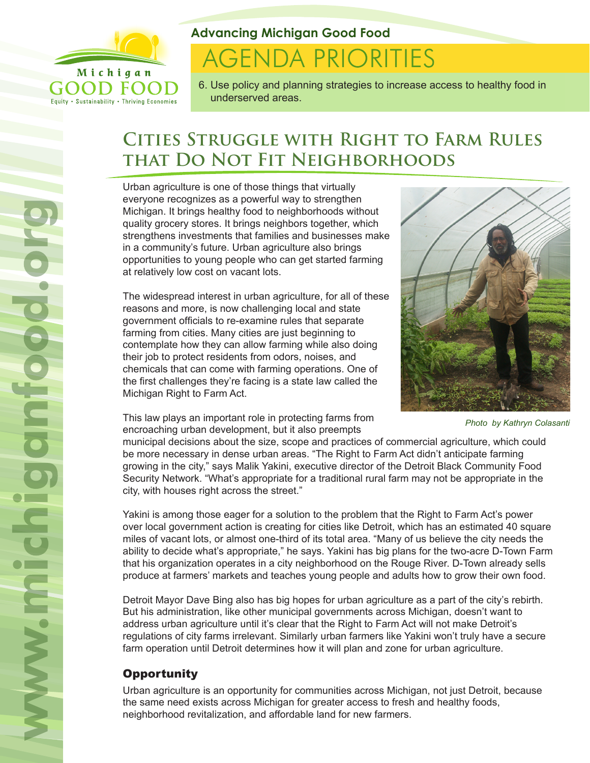Michigan GOOD FOOD

Equity • Sustainability • Thriving Economies

**Advancing Michigan Good Food**

# AGENDA PRIORITIES

6. Use policy and planning strategies to increase access to healthy food in underserved areas.

## Cities Struggle with Right to Farm Rules that Do Not Fit Neighborhoods

Urban agriculture is one of those things that virtually everyone recognizes as a powerful way to strengthen Michigan. It brings healthy food to neighborhoods without quality grocery stores. It brings neighbors together, which strengthens investments that families and businesses make in a community's future. Urban agriculture also brings opportunities to young people who can get started farming at relatively low cost on vacant lots.

The widespread interest in urban agriculture, for all of these reasons and more, is now challenging local and state government officials to re-examine rules that separate farming from cities. Many cities are just beginning to contemplate how they can allow farming while also doing their job to protect residents from odors, noises, and chemicals that can come with farming operations. One of the first challenges they're facing is a state law called the Michigan Right to Farm Act.

*Photo by Kathryn Colasanti*

This law plays an important role in protecting farms from encroaching urban development, but it also preempts municipal decisions about the size, scope and practices of commercial agriculture, which could be more necessary in dense urban areas. "The Right to Farm Act didn't anticipate farming growing in the city," says Malik Yakini, executive director of the Detroit Black Community Food Security Network. "What's appropriate for a traditional rural farm may not be appropriate in the city, with houses right across the street."

Yakini is among those eager for a solution to the problem that the Right to Farm Act's power over local government action is creating for cities like Detroit, which has an estimated 40 square miles of vacant lots, or almost one-third of its total area. "Many of us believe the city needs the ability to decide what's appropriate," he says. Yakini has big plans for the two-acre D-Town Farm that his organization operates in a city neighborhood on the Rouge River. D-Town already sells produce at farmers' markets and teaches young people and adults how to grow their own food.

Detroit Mayor Dave Bing also has big hopes for urban agriculture as a part of the city's rebirth. But his administration, like other municipal governments across Michigan, doesn't want to address urban agriculture until it's clear that the Right to Farm Act will not make Detroit's regulations of city farms irrelevant. Similarly urban farmers like Yakini won't truly have a secure farm operation until Detroit determines how it will plan and zone for urban agriculture.

### Opportunity

Urban agriculture is an opportunity for communities across Michigan, not just Detroit, because the same need exists across Michigan for greater access to fresh and healthy foods, neighborhood revitalization, and affordable land for new farmers.

www.michiganfood.org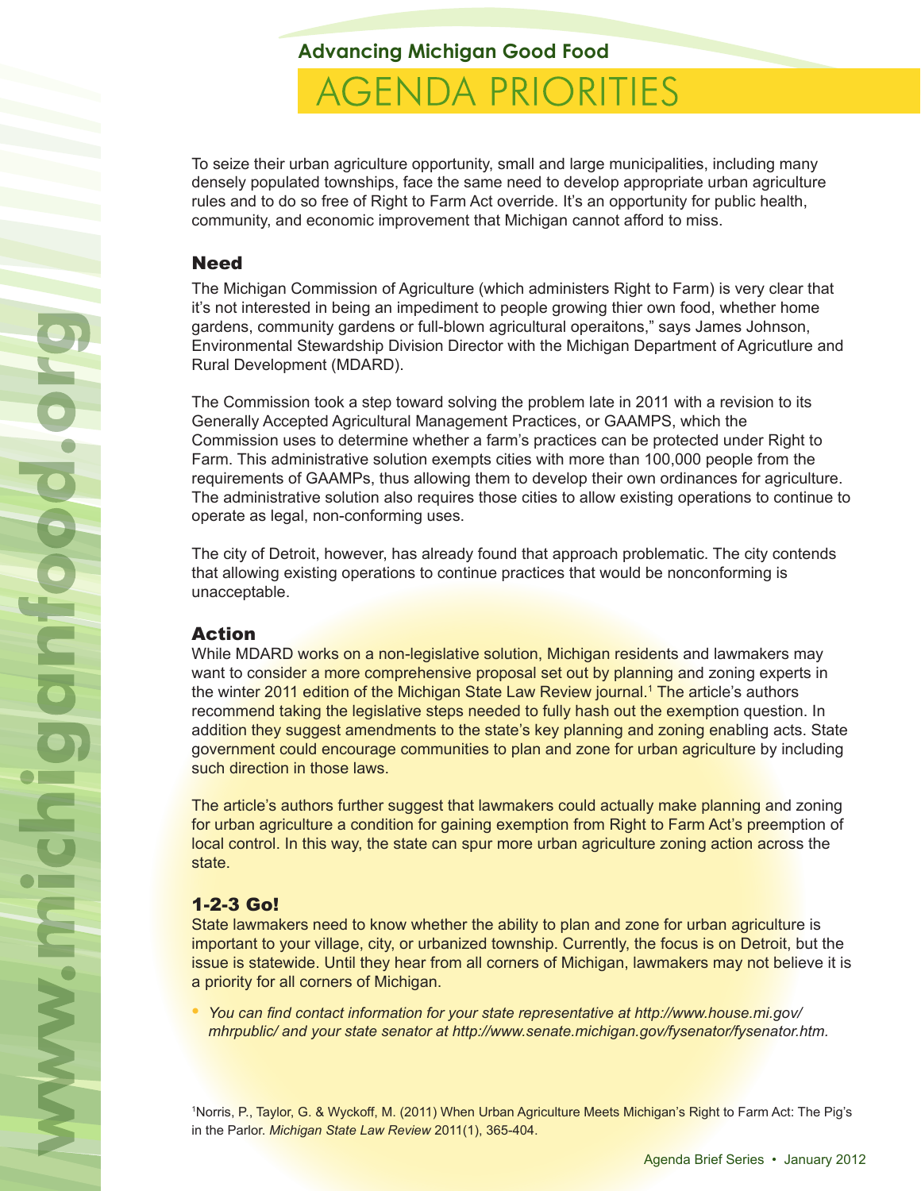**Advancing Michigan Good Food**

# AGENDA PRIORITIES

To seize their urban agriculture opportunity, small and large municipalities, including many densely populated townships, face the same need to develop appropriate urban agriculture rules and to do so free of Right to Farm Act override. It's an opportunity for public health, community, and economic improvement that Michigan cannot afford to miss.

## Need

The Michigan Commission of Agriculture (which administers Right to Farm) is very clear that it's not interested in being an impediment to people growing thier own food, whether home gardens, community gardens or full-blown agricultural operaitons," says James Johnson, Environmental Stewardship Division Director with the Michigan Department of Agricutlure and Rural Development (MDARD).

The Commission took a step toward solving the problem late in 2011 with a revision to its Generally Accepted Agricultural Management Practices, or GAAMPS, which the Commission uses to determine whether a farm's practices can be protected under Right to Farm. This administrative solution exempts cities with more than 100,000 people from the requirements of GAAMPs, thus allowing them to develop their own ordinances for agriculture. The administrative solution also requires those cities to allow existing operations to continue to operate as legal, non-conforming uses.

The city of Detroit, however, has already found that approach problematic. The city contends that allowing existing operations to continue practices that would be nonconforming is unacceptable.

## Action

While MDARD works on a non-legislative solution, Michigan residents and lawmakers may want to consider a more comprehensive proposal set out by planning and zoning experts in the winter 2011 edition of the Michigan State Law Review journal.[1] The article's authors recommend taking the legislative steps needed to fully hash out the exemption question. In addition they suggest amendments to the state's key planning and zoning enabling acts. State government could encourage communities to plan and zone for urban agriculture by including such direction in those laws.

The article's authors further suggest that lawmakers could actually make planning and zoning for urban agriculture a condition for gaining exemption from Right to Farm Act's preemption of local control. In this way, the state can spur more urban agriculture zoning action across the state.

## 1-2-3 Go!

State lawmakers need to know whether the ability to plan and zone for urban agriculture is important to your village, city, or urbanized township. Currently, the focus is on Detroit, but the issue is statewide. Until they hear from all corners of Michigan, lawmakers may not believe it is a priority for all corners of Michigan.

- *You can find contact information for your state representative at http://www.house.mi.gov/mhrpublic/ and your state senator at http://www.senate.michigan.gov/fysenator/fysenator.htm.*

[1]Norris, P., Taylor, G. & Wyckoff, M. (2011) When Urban Agriculture Meets Michigan's Right to Farm Act: The Pig's in the Parlor. *Michigan State Law Review* 2011(1), 365-404.